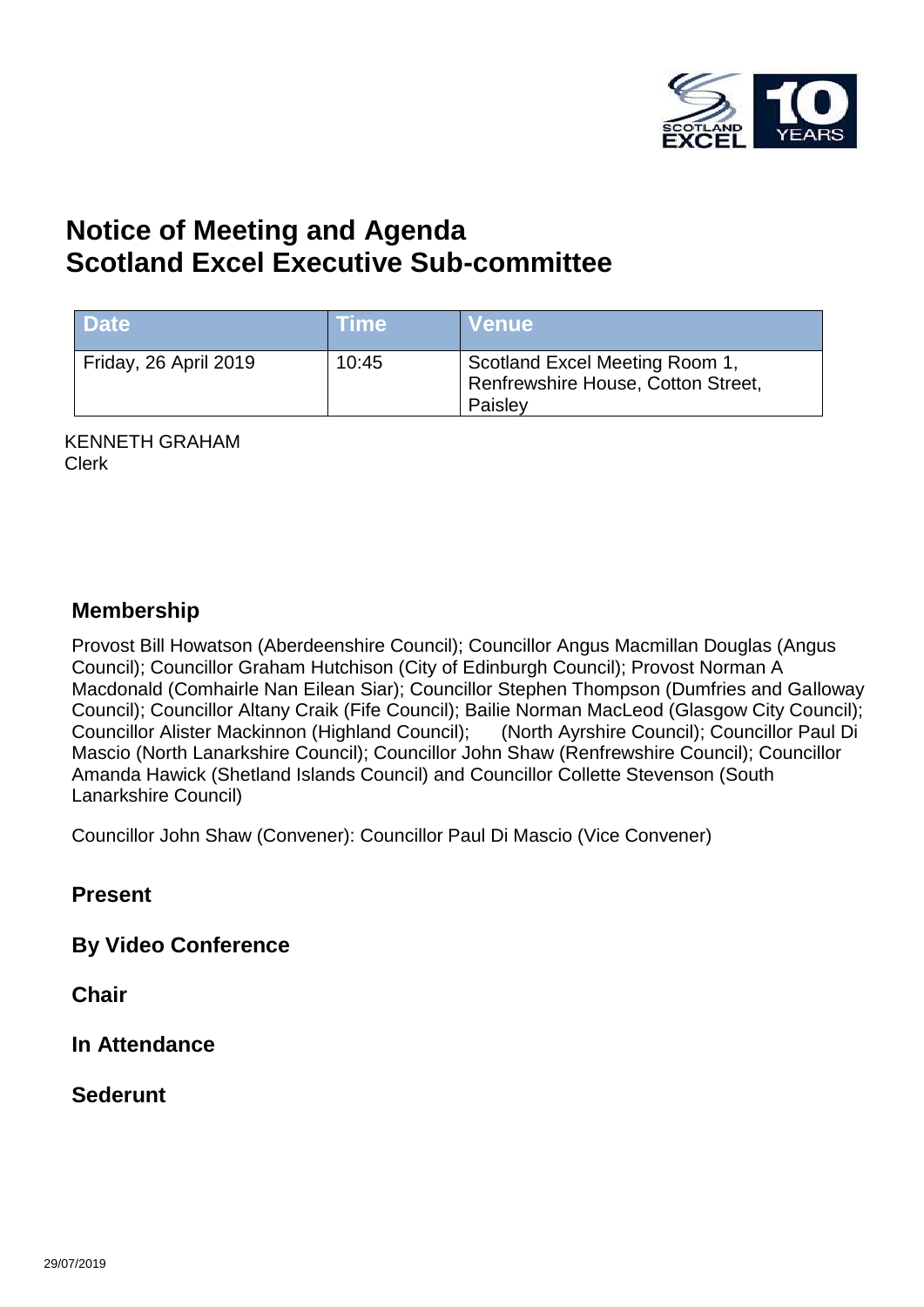# Notice of Meeting and Agenda
# Scotland Excel Executive Sub-committee

| Date | Time | Venue |
|---|---|---|
| Friday, 26 April 2019 | 10:45 | Scotland Excel Meeting Room 1, Renfrewshire House, Cotton Street, Paisley |

KENNETH GRAHAM
Clerk

## Membership

Provost Bill Howatson (Aberdeenshire Council); Councillor Angus Macmillan Douglas (Angus Council); Councillor Graham Hutchison (City of Edinburgh Council); Provost Norman A Macdonald (Comhairle Nan Eilean Siar); Councillor Stephen Thompson (Dumfries and Galloway Council); Councillor Altany Craik (Fife Council); Bailie Norman MacLeod (Glasgow City Council); Councillor Alister Mackinnon (Highland Council); (North Ayrshire Council); Councillor Paul Di Mascio (North Lanarkshire Council); Councillor John Shaw (Renfrewshire Council); Councillor Amanda Hawick (Shetland Islands Council) and Councillor Collette Stevenson (South Lanarkshire Council)

Councillor John Shaw (Convener): Councillor Paul Di Mascio (Vice Convener)

## Present

## By Video Conference

## Chair

## In Attendance

## Sederunt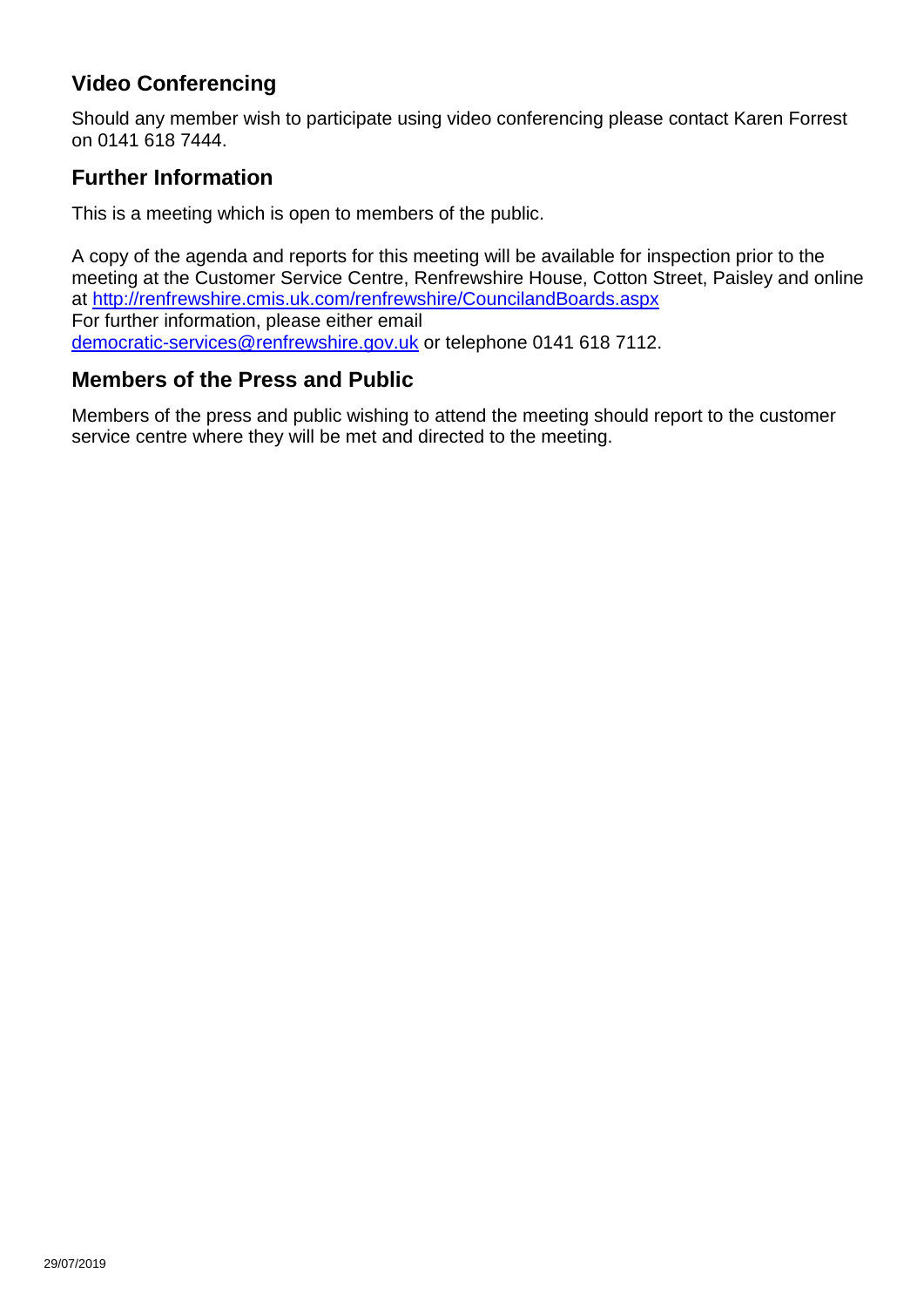## Video Conferencing

Should any member wish to participate using video conferencing please contact Karen Forrest on 0141 618 7444.

## Further Information

This is a meeting which is open to members of the public.

A copy of the agenda and reports for this meeting will be available for inspection prior to the meeting at the Customer Service Centre, Renfrewshire House, Cotton Street, Paisley and online at http://renfrewshire.cmis.uk.com/renfrewshire/CouncilandBoards.aspx
For further information, please either email
democratic-services@renfrewshire.gov.uk or telephone 0141 618 7112.

## Members of the Press and Public

Members of the press and public wishing to attend the meeting should report to the customer service centre where they will be met and directed to the meeting.

29/07/2019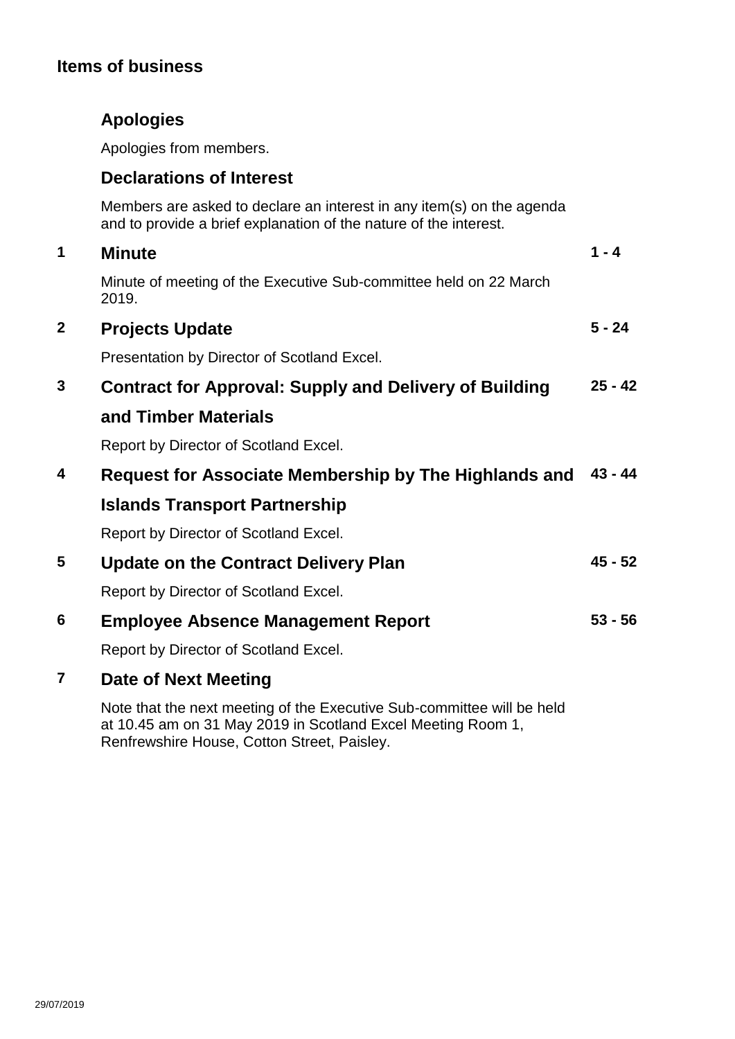## Items of business

### Apologies

Apologies from members.

### Declarations of Interest

Members are asked to declare an interest in any item(s) on the agenda and to provide a brief explanation of the nature of the interest.

| | | |
|---|---|---|
| **1** | **Minute**<br>Minute of meeting of the Executive Sub-committee held on 22 March 2019. | **1 - 4** |
| **2** | **Projects Update**<br>Presentation by Director of Scotland Excel. | **5 - 24** |
| **3** | **Contract for Approval: Supply and Delivery of Building and Timber Materials**<br>Report by Director of Scotland Excel. | **25 - 42** |
| **4** | **Request for Associate Membership by The Highlands and Islands Transport Partnership**<br>Report by Director of Scotland Excel. | **43 - 44** |
| **5** | **Update on the Contract Delivery Plan**<br>Report by Director of Scotland Excel. | **45 - 52** |
| **6** | **Employee Absence Management Report**<br>Report by Director of Scotland Excel. | **53 - 56** |
| **7** | **Date of Next Meeting**<br>Note that the next meeting of the Executive Sub-committee will be held at 10.45 am on 31 May 2019 in Scotland Excel Meeting Room 1, Renfrewshire House, Cotton Street, Paisley. | |

29/07/2019